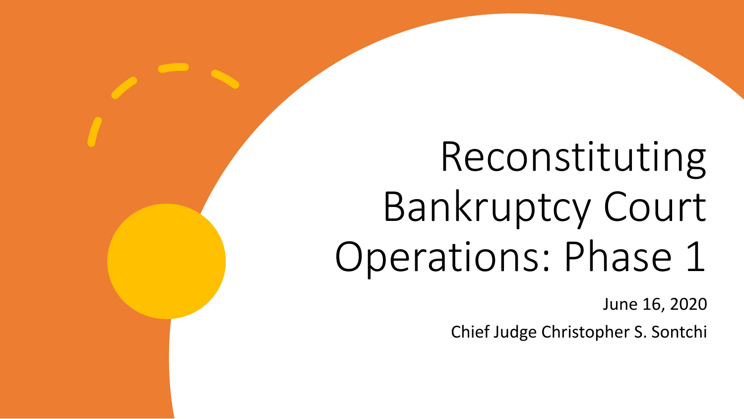# Reconstituting Bankruptcy Court Operations: Phase 1

June 16, 2020

Chief Judge Christopher S. Sontchi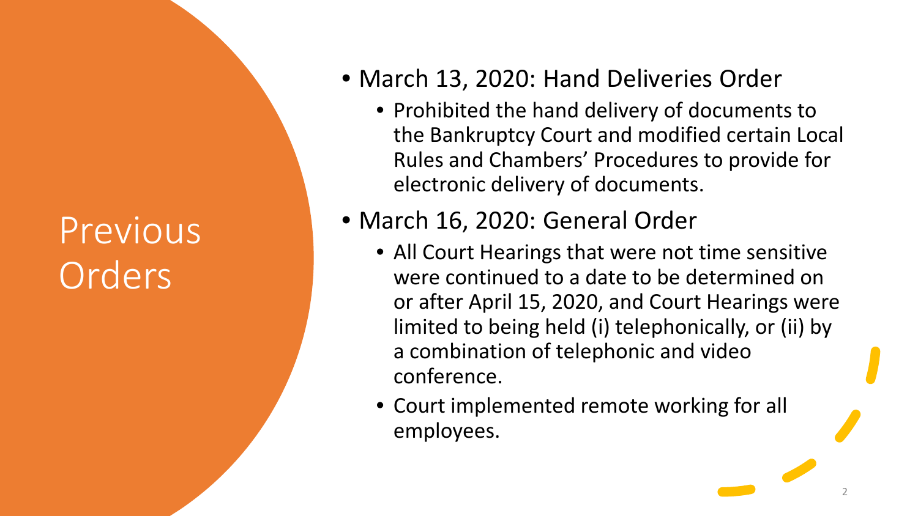# Previous Orders

- March 13, 2020: Hand Deliveries Order
  - Prohibited the hand delivery of documents to the Bankruptcy Court and modified certain Local Rules and Chambers' Procedures to provide for electronic delivery of documents.
- March 16, 2020: General Order
  - All Court Hearings that were not time sensitive were continued to a date to be determined on or after April 15, 2020, and Court Hearings were limited to being held (i) telephonically, or (ii) by a combination of telephonic and video conference.
  - Court implemented remote working for all employees.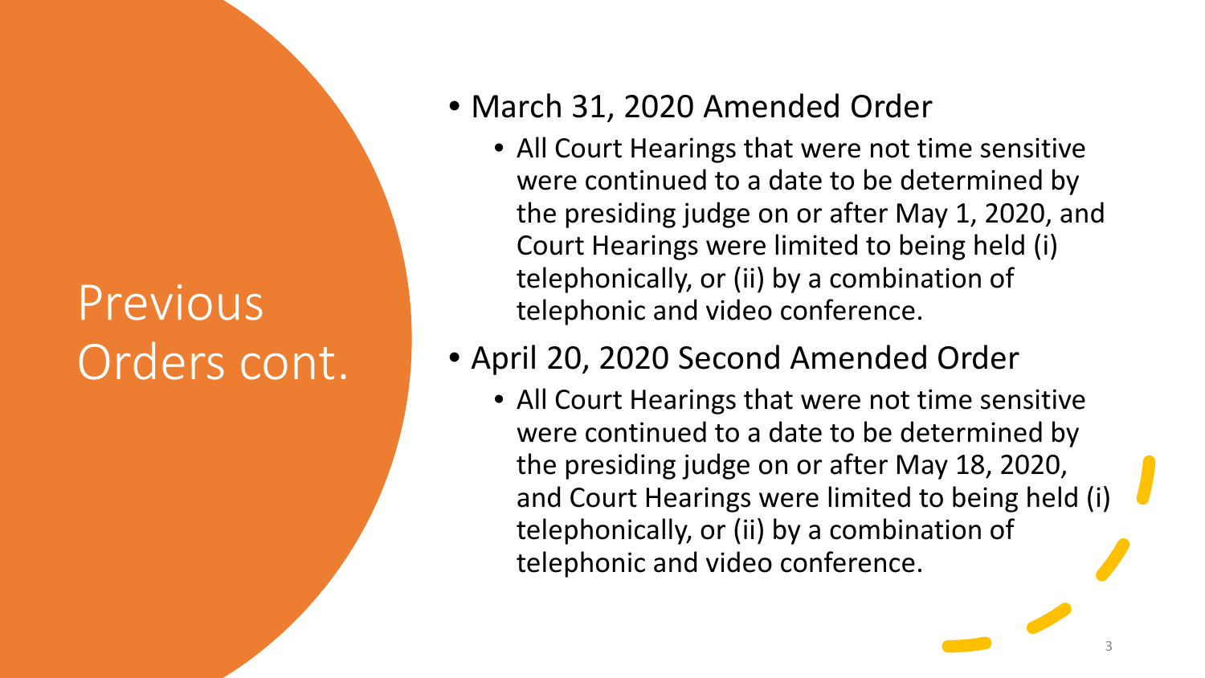# Previous Orders cont.

- March 31, 2020 Amended Order
  - All Court Hearings that were not time sensitive were continued to a date to be determined by the presiding judge on or after May 1, 2020, and Court Hearings were limited to being held (i) telephonically, or (ii) by a combination of telephonic and video conference.
- April 20, 2020 Second Amended Order
  - All Court Hearings that were not time sensitive were continued to a date to be determined by the presiding judge on or after May 18, 2020, and Court Hearings were limited to being held (i) telephonically, or (ii) by a combination of telephonic and video conference.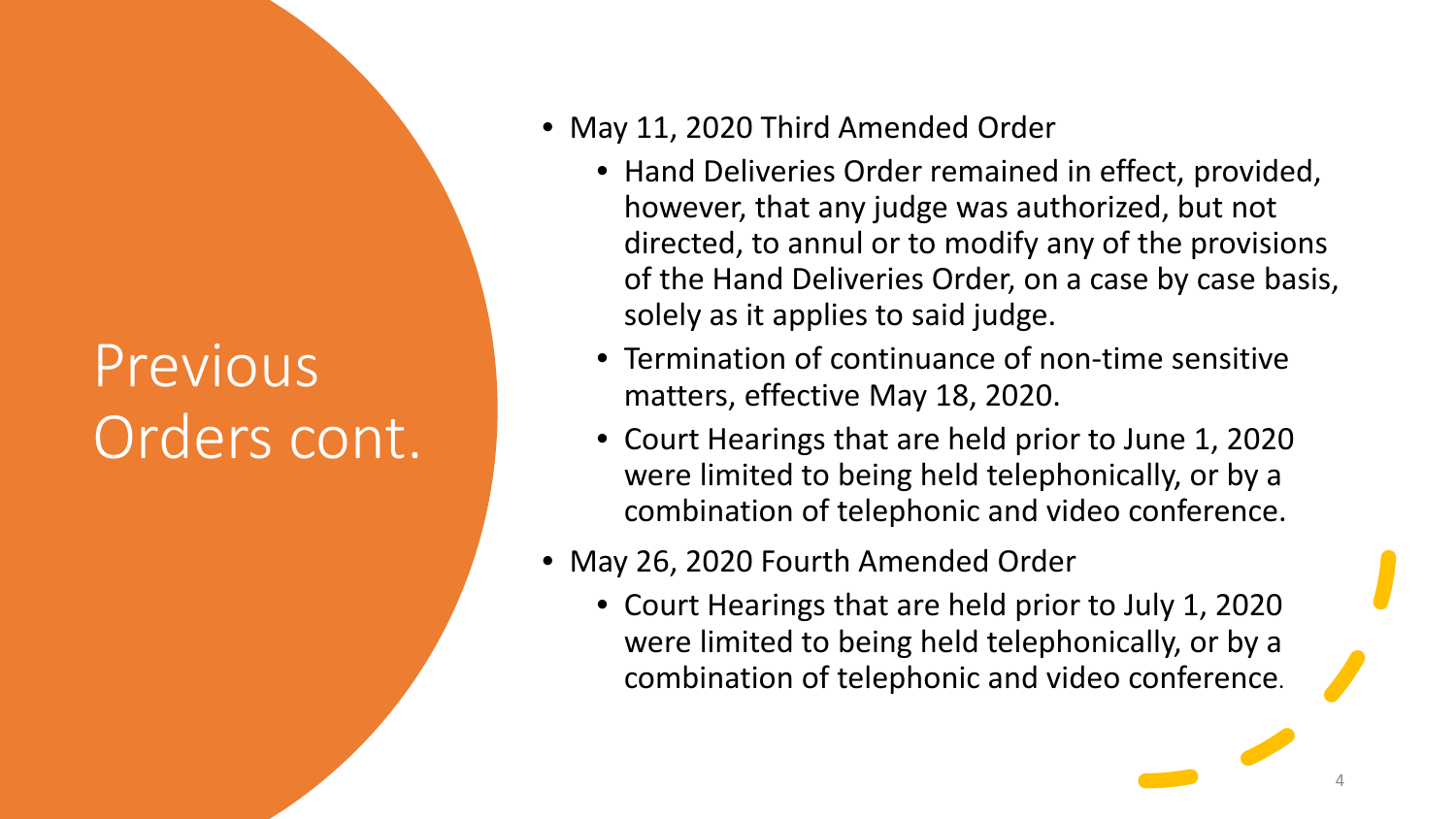# Previous Orders cont.

- May 11, 2020 Third Amended Order
  - Hand Deliveries Order remained in effect, provided, however, that any judge was authorized, but not directed, to annul or to modify any of the provisions of the Hand Deliveries Order, on a case by case basis, solely as it applies to said judge.
  - Termination of continuance of non-time sensitive matters, effective May 18, 2020.
  - Court Hearings that are held prior to June 1, 2020 were limited to being held telephonically, or by a combination of telephonic and video conference.
- May 26, 2020 Fourth Amended Order
  - Court Hearings that are held prior to July 1, 2020 were limited to being held telephonically, or by a combination of telephonic and video conference.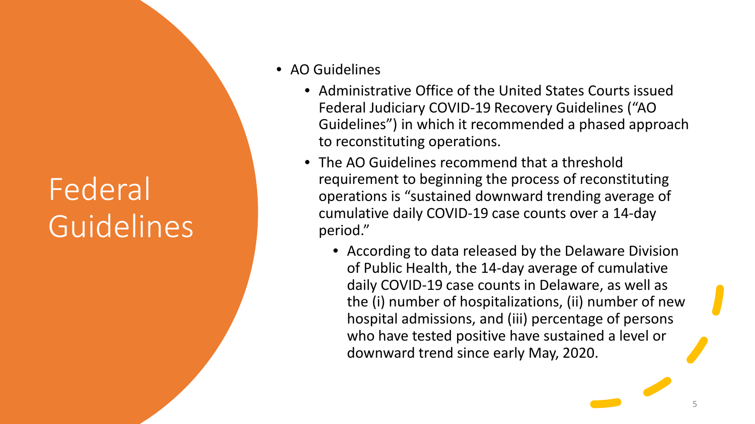# Federal Guidelines

- AO Guidelines
  - Administrative Office of the United States Courts issued Federal Judiciary COVID-19 Recovery Guidelines ("AO Guidelines") in which it recommended a phased approach to reconstituting operations.
  - The AO Guidelines recommend that a threshold requirement to beginning the process of reconstituting operations is "sustained downward trending average of cumulative daily COVID-19 case counts over a 14-day period."
    - According to data released by the Delaware Division of Public Health, the 14-day average of cumulative daily COVID-19 case counts in Delaware, as well as the (i) number of hospitalizations, (ii) number of new hospital admissions, and (iii) percentage of persons who have tested positive have sustained a level or downward trend since early May, 2020.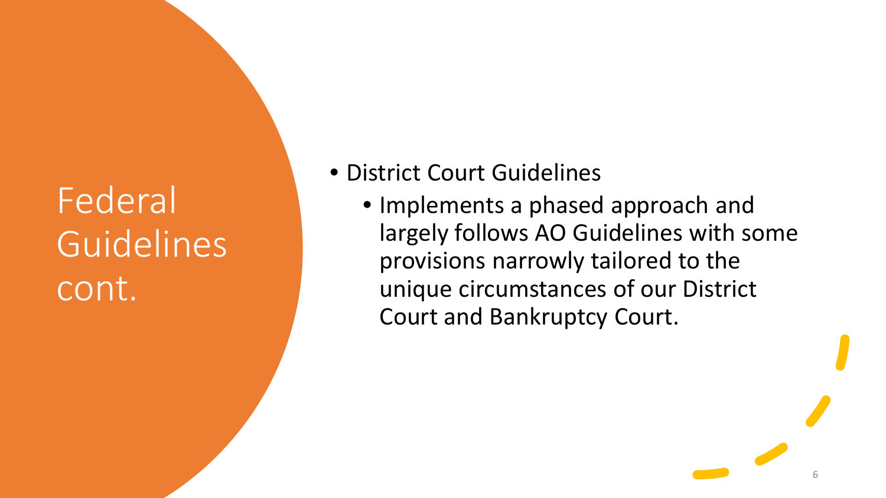# Federal Guidelines cont.

- District Court Guidelines
  - Implements a phased approach and largely follows AO Guidelines with some provisions narrowly tailored to the unique circumstances of our District Court and Bankruptcy Court.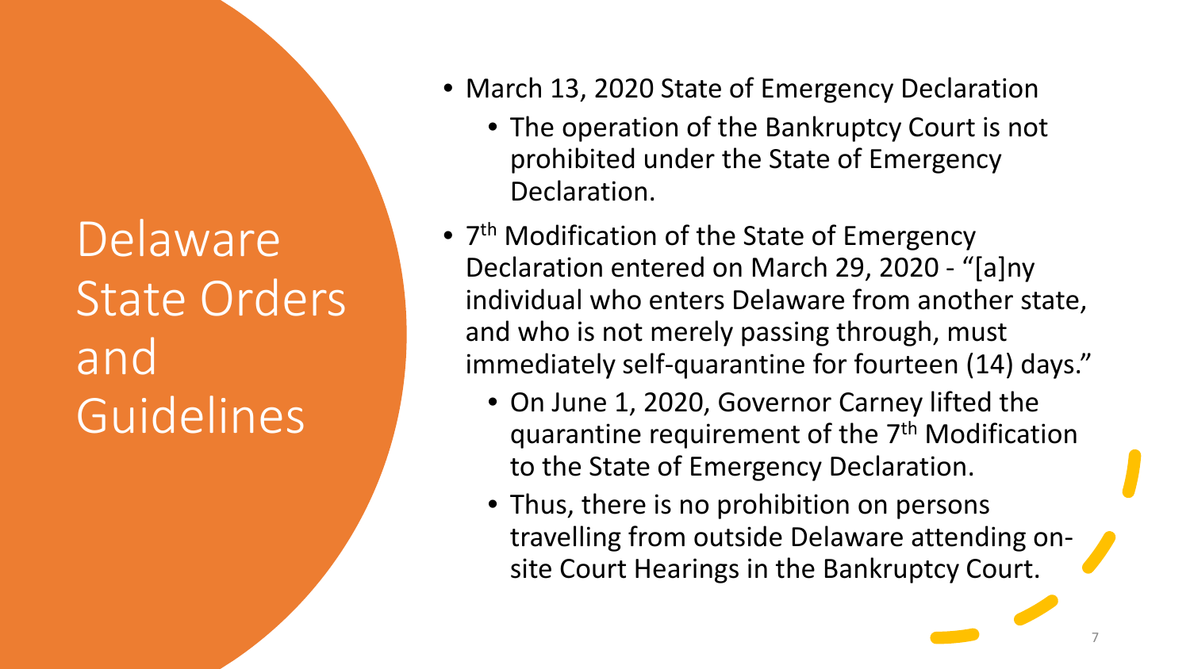# Delaware State Orders and Guidelines

- March 13, 2020 State of Emergency Declaration
  - The operation of the Bankruptcy Court is not prohibited under the State of Emergency Declaration.
- 7th Modification of the State of Emergency Declaration entered on March 29, 2020 - "[a]ny individual who enters Delaware from another state, and who is not merely passing through, must immediately self-quarantine for fourteen (14) days."
  - On June 1, 2020, Governor Carney lifted the quarantine requirement of the 7th Modification to the State of Emergency Declaration.
  - Thus, there is no prohibition on persons travelling from outside Delaware attending on-site Court Hearings in the Bankruptcy Court.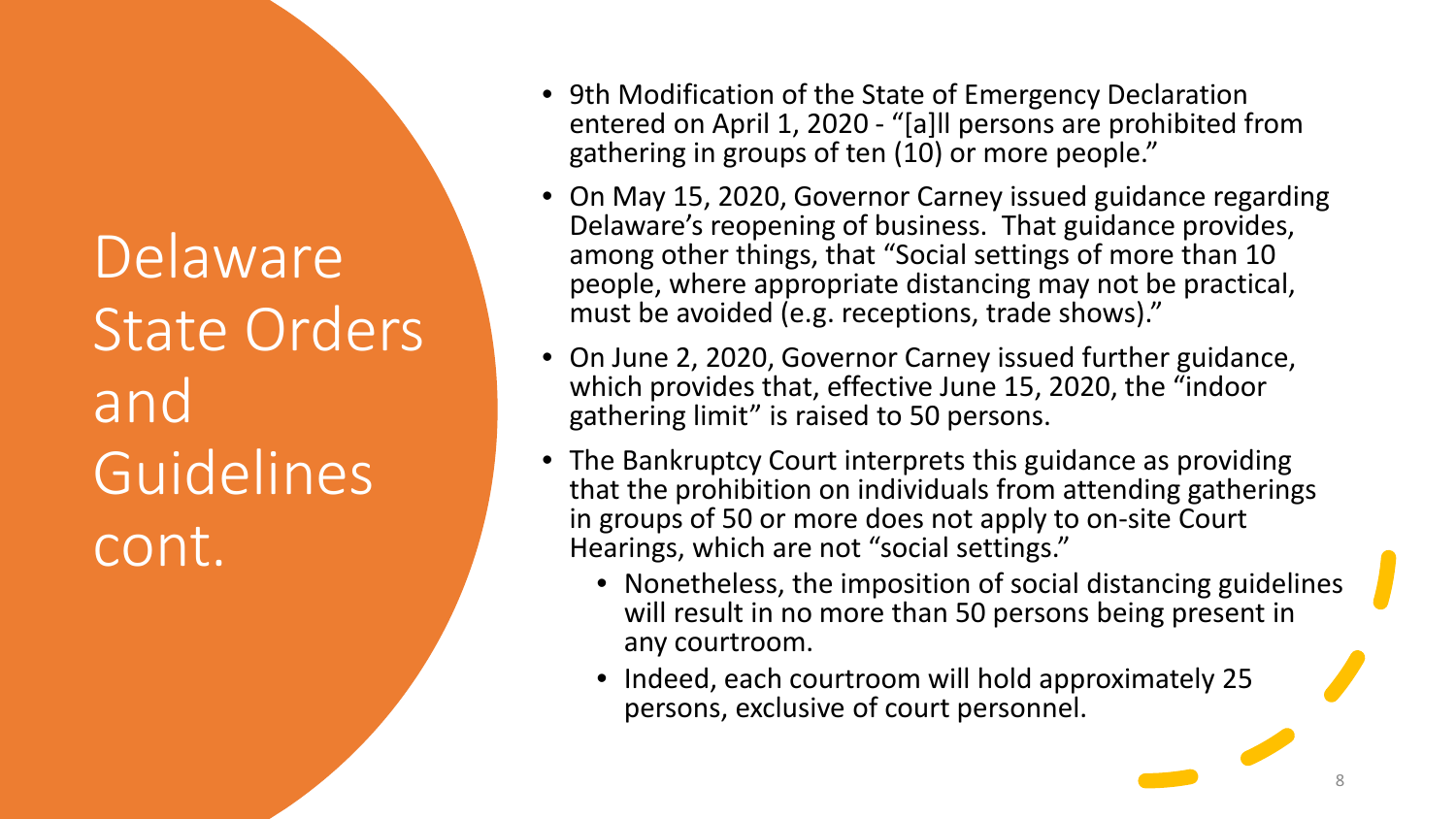# Delaware State Orders and Guidelines cont.

- 9th Modification of the State of Emergency Declaration entered on April 1, 2020 - "[a]ll persons are prohibited from gathering in groups of ten (10) or more people."
- On May 15, 2020, Governor Carney issued guidance regarding Delaware's reopening of business. That guidance provides, among other things, that "Social settings of more than 10 people, where appropriate distancing may not be practical, must be avoided (e.g. receptions, trade shows)."
- On June 2, 2020, Governor Carney issued further guidance, which provides that, effective June 15, 2020, the "indoor gathering limit" is raised to 50 persons.
- The Bankruptcy Court interprets this guidance as providing that the prohibition on individuals from attending gatherings in groups of 50 or more does not apply to on-site Court Hearings, which are not "social settings."
  - Nonetheless, the imposition of social distancing guidelines will result in no more than 50 persons being present in any courtroom.
  - Indeed, each courtroom will hold approximately 25 persons, exclusive of court personnel.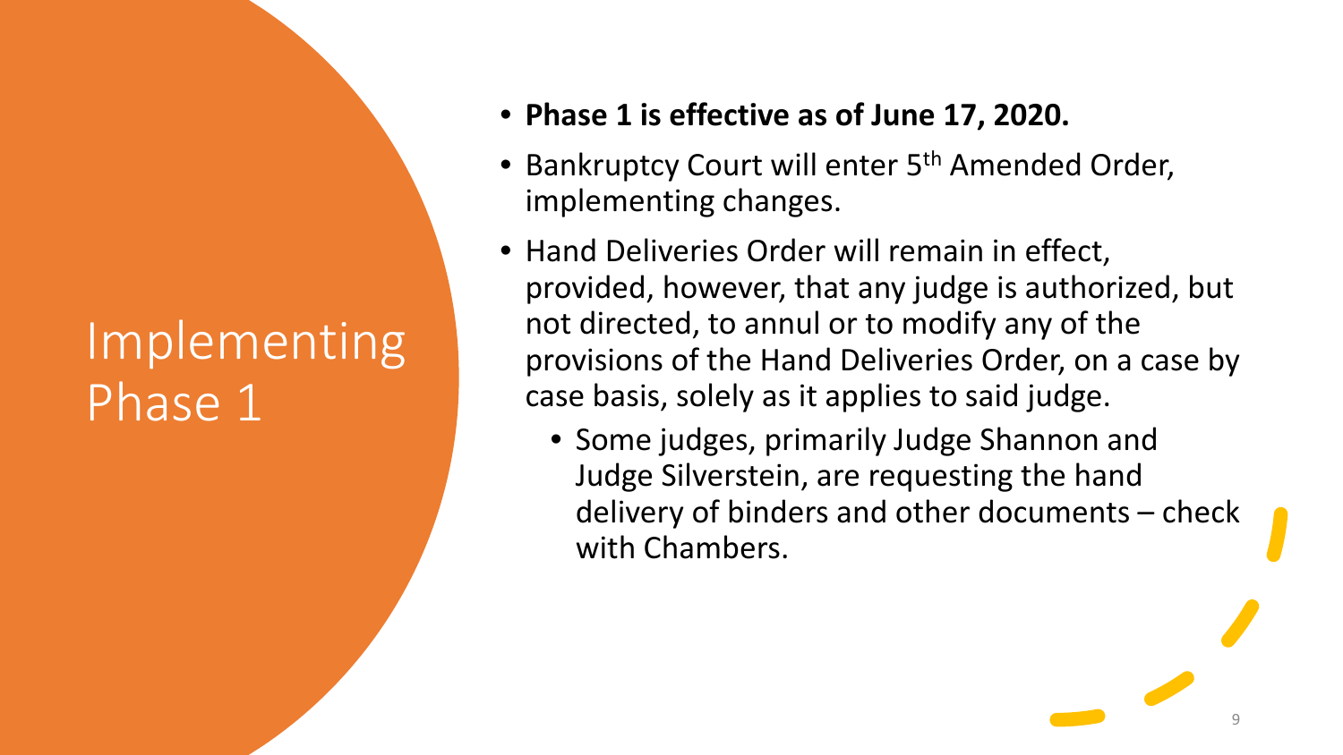# Implementing Phase 1

- **Phase 1 is effective as of June 17, 2020.**
- Bankruptcy Court will enter 5th Amended Order, implementing changes.
- Hand Deliveries Order will remain in effect, provided, however, that any judge is authorized, but not directed, to annul or to modify any of the provisions of the Hand Deliveries Order, on a case by case basis, solely as it applies to said judge.
  - Some judges, primarily Judge Shannon and Judge Silverstein, are requesting the hand delivery of binders and other documents – check with Chambers.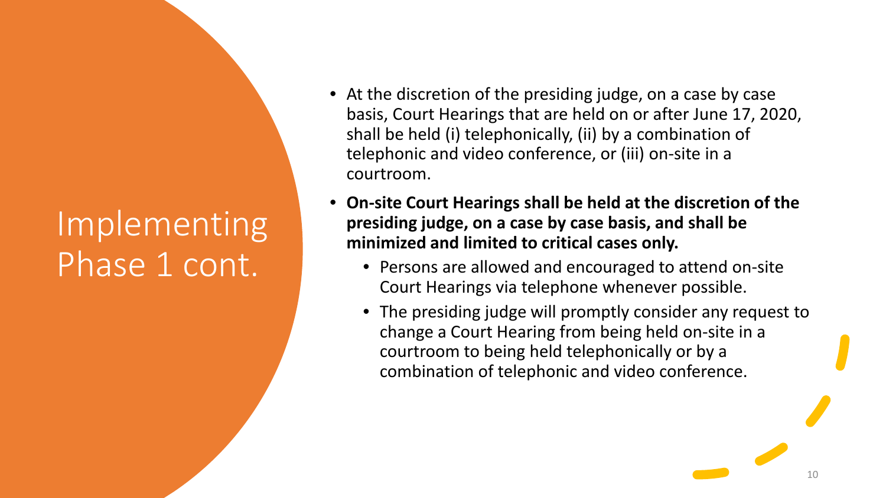# Implementing Phase 1 cont.

- At the discretion of the presiding judge, on a case by case basis, Court Hearings that are held on or after June 17, 2020, shall be held (i) telephonically, (ii) by a combination of telephonic and video conference, or (iii) on-site in a courtroom.
- **On-site Court Hearings shall be held at the discretion of the presiding judge, on a case by case basis, and shall be minimized and limited to critical cases only.**
  - Persons are allowed and encouraged to attend on-site Court Hearings via telephone whenever possible.
  - The presiding judge will promptly consider any request to change a Court Hearing from being held on-site in a courtroom to being held telephonically or by a combination of telephonic and video conference.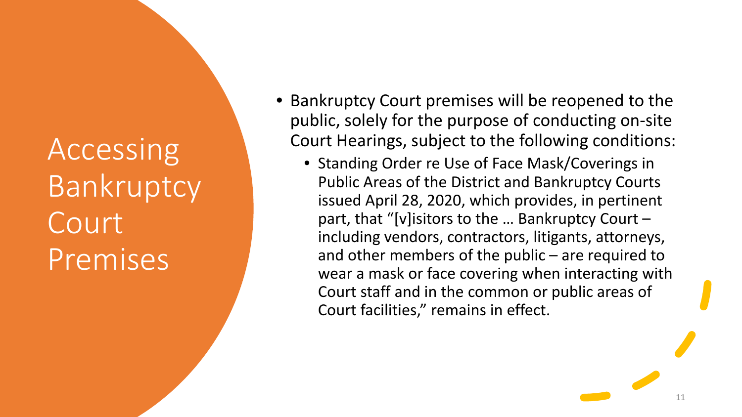# Accessing Bankruptcy Court Premises

- Bankruptcy Court premises will be reopened to the public, solely for the purpose of conducting on-site Court Hearings, subject to the following conditions:
  - Standing Order re Use of Face Mask/Coverings in Public Areas of the District and Bankruptcy Courts issued April 28, 2020, which provides, in pertinent part, that "[v]isitors to the … Bankruptcy Court – including vendors, contractors, litigants, attorneys, and other members of the public – are required to wear a mask or face covering when interacting with Court staff and in the common or public areas of Court facilities," remains in effect.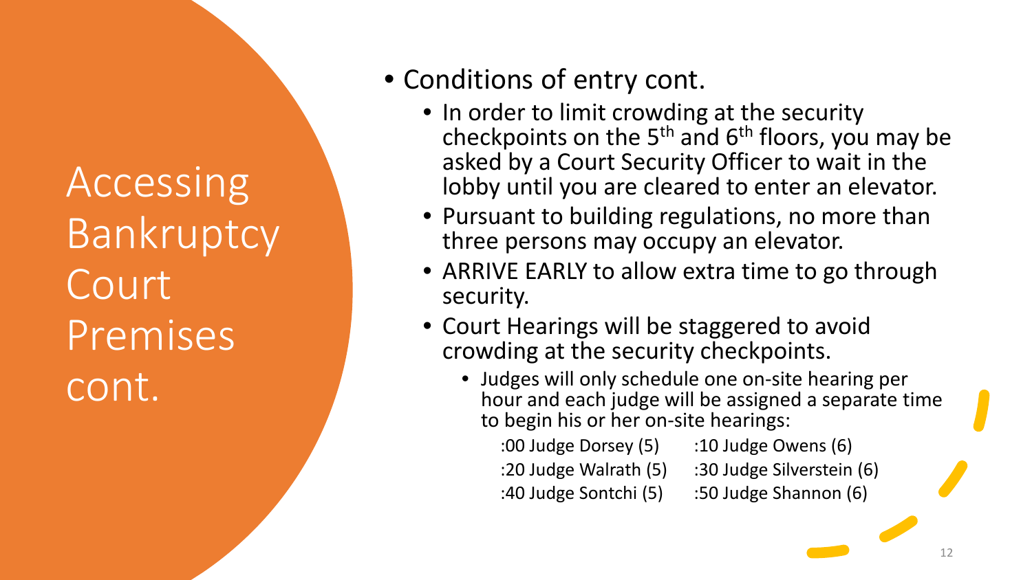# Accessing Bankruptcy Court Premises cont.

- Conditions of entry cont.
  - In order to limit crowding at the security checkpoints on the 5th and 6th floors, you may be asked by a Court Security Officer to wait in the lobby until you are cleared to enter an elevator.
  - Pursuant to building regulations, no more than three persons may occupy an elevator.
  - ARRIVE EARLY to allow extra time to go through security.
  - Court Hearings will be staggered to avoid crowding at the security checkpoints.
    - Judges will only schedule one on-site hearing per hour and each judge will be assigned a separate time to begin his or her on-site hearings:

      :00 Judge Dorsey (5)
      :10 Judge Owens (6)
      :20 Judge Walrath (5)
      :30 Judge Silverstein (6)
      :40 Judge Sontchi (5)
      :50 Judge Shannon (6)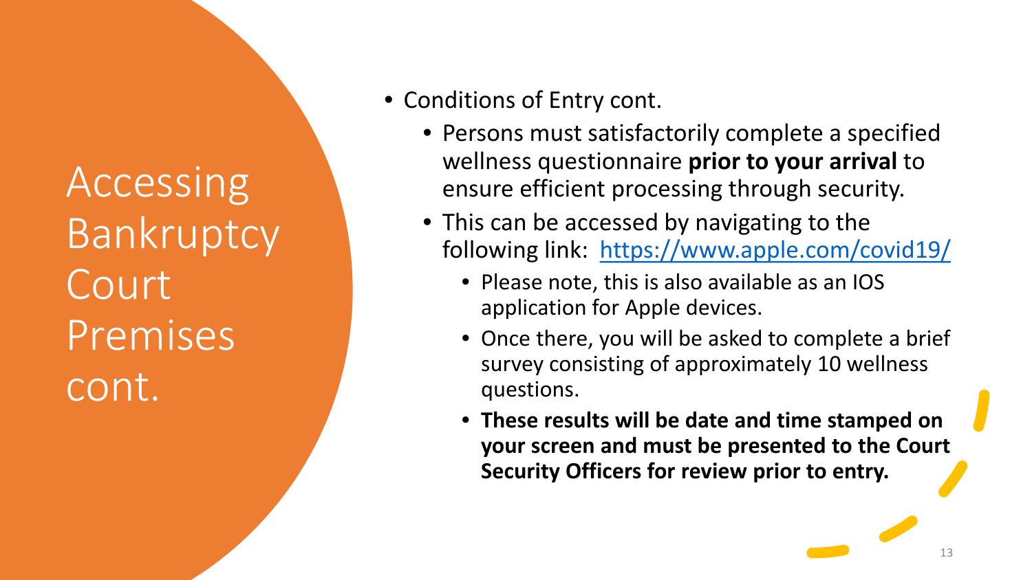# Accessing Bankruptcy Court Premises cont.

- Conditions of Entry cont.
  - Persons must satisfactorily complete a specified wellness questionnaire **prior to your arrival** to ensure efficient processing through security.
  - This can be accessed by navigating to the following link: [https://www.apple.com/covid19/](https://www.apple.com/covid19/)
    - Please note, this is also available as an IOS application for Apple devices.
    - Once there, you will be asked to complete a brief survey consisting of approximately 10 wellness questions.
    - **These results will be date and time stamped on your screen and must be presented to the Court Security Officers for review prior to entry.**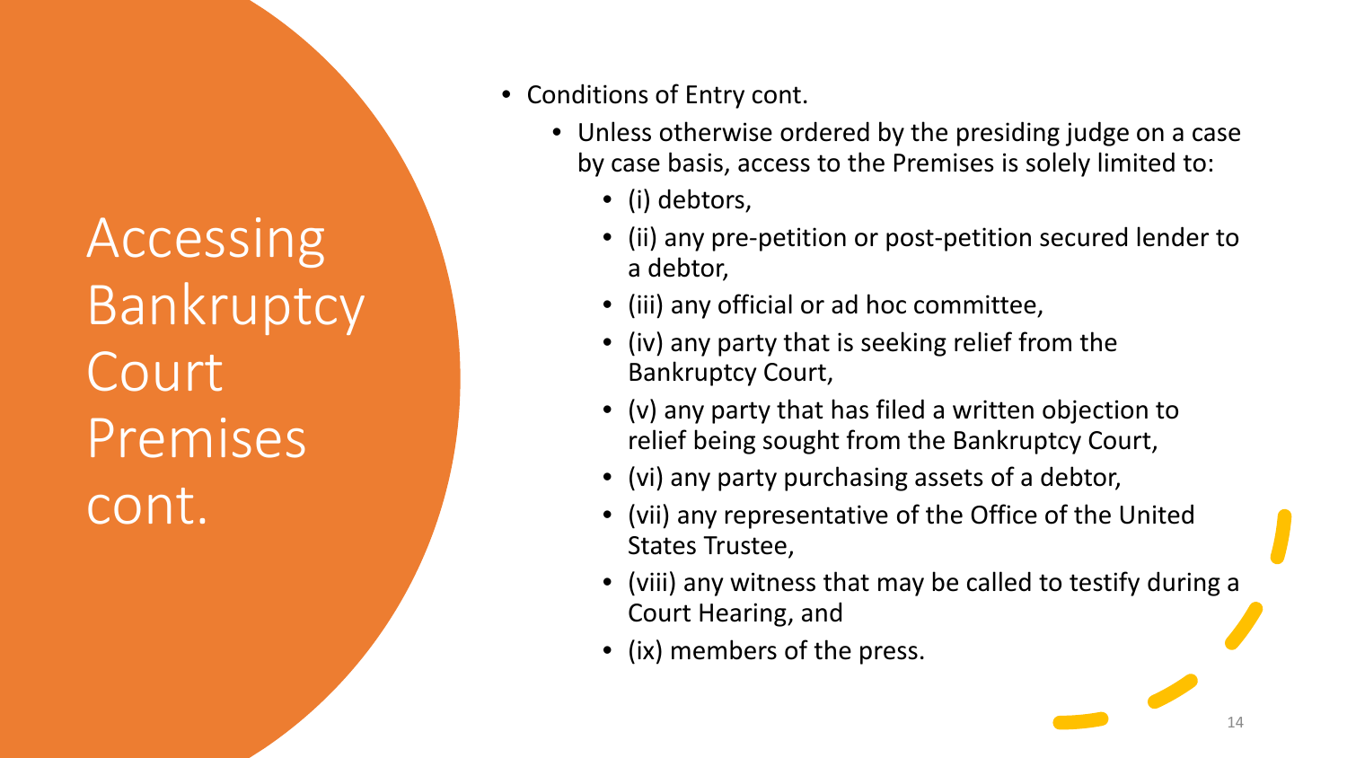# Accessing Bankruptcy Court Premises cont.

- Conditions of Entry cont.
  - Unless otherwise ordered by the presiding judge on a case by case basis, access to the Premises is solely limited to:
    - (i) debtors,
    - (ii) any pre-petition or post-petition secured lender to a debtor,
    - (iii) any official or ad hoc committee,
    - (iv) any party that is seeking relief from the Bankruptcy Court,
    - (v) any party that has filed a written objection to relief being sought from the Bankruptcy Court,
    - (vi) any party purchasing assets of a debtor,
    - (vii) any representative of the Office of the United States Trustee,
    - (viii) any witness that may be called to testify during a Court Hearing, and
    - (ix) members of the press.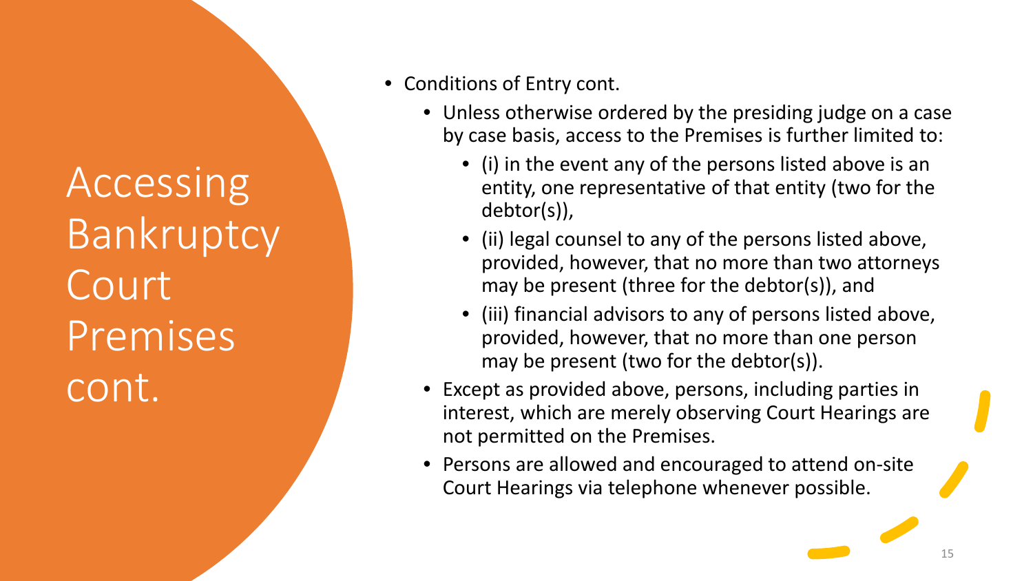# Accessing Bankruptcy Court Premises cont.

- Conditions of Entry cont.
  - Unless otherwise ordered by the presiding judge on a case by case basis, access to the Premises is further limited to:
    - (i) in the event any of the persons listed above is an entity, one representative of that entity (two for the debtor(s)),
    - (ii) legal counsel to any of the persons listed above, provided, however, that no more than two attorneys may be present (three for the debtor(s)), and
    - (iii) financial advisors to any of persons listed above, provided, however, that no more than one person may be present (two for the debtor(s)).
  - Except as provided above, persons, including parties in interest, which are merely observing Court Hearings are not permitted on the Premises.
  - Persons are allowed and encouraged to attend on-site Court Hearings via telephone whenever possible.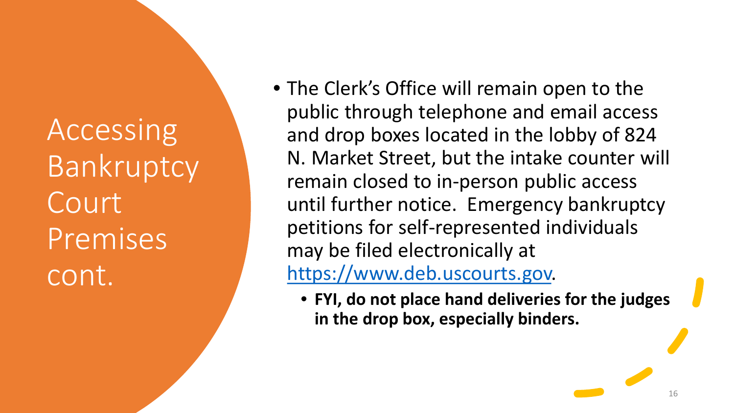# Accessing Bankruptcy Court Premises cont.

- The Clerk's Office will remain open to the public through telephone and email access and drop boxes located in the lobby of 824 N. Market Street, but the intake counter will remain closed to in-person public access until further notice. Emergency bankruptcy petitions for self-represented individuals may be filed electronically at [https://www.deb.uscourts.gov](https://www.deb.uscourts.gov).
  - **FYI, do not place hand deliveries for the judges in the drop box, especially binders.**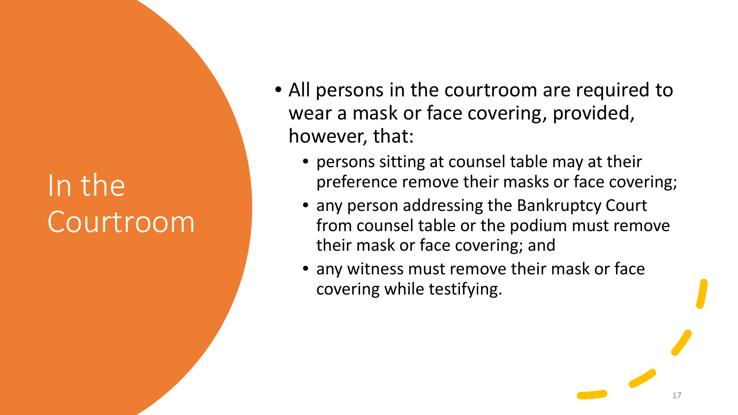# In the Courtroom

- All persons in the courtroom are required to wear a mask or face covering, provided, however, that:
  - persons sitting at counsel table may at their preference remove their masks or face covering;
  - any person addressing the Bankruptcy Court from counsel table or the podium must remove their mask or face covering; and
  - any witness must remove their mask or face covering while testifying.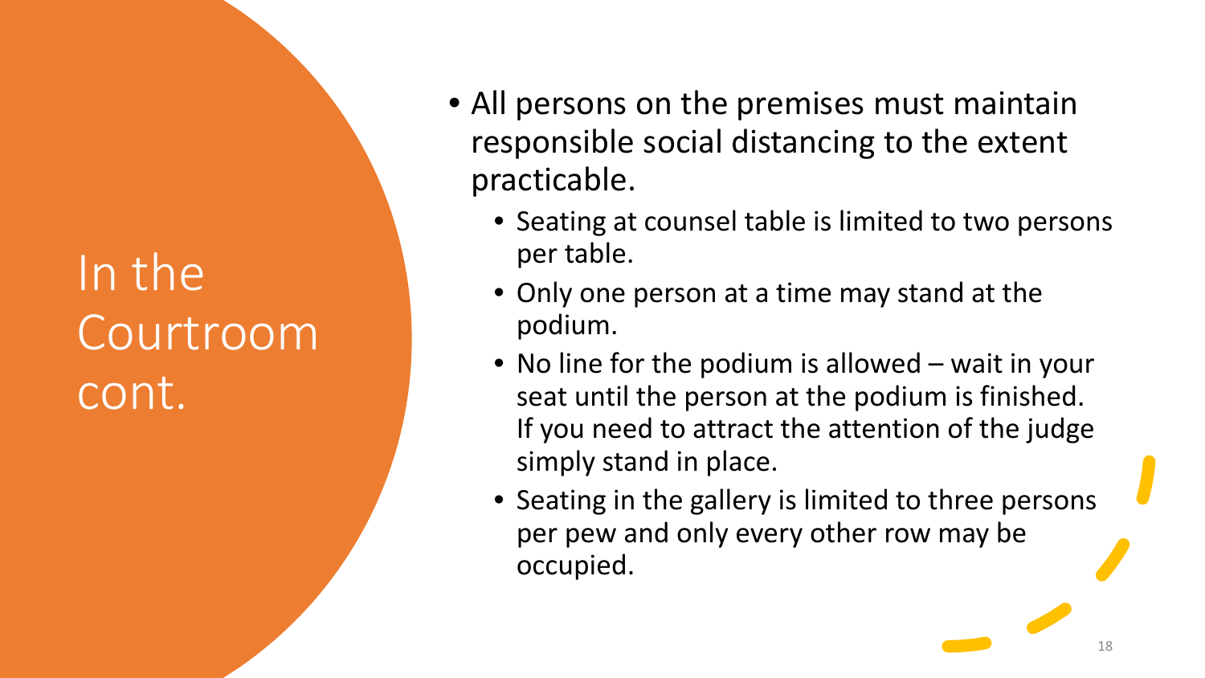# In the Courtroom cont.

- All persons on the premises must maintain responsible social distancing to the extent practicable.
  - Seating at counsel table is limited to two persons per table.
  - Only one person at a time may stand at the podium.
  - No line for the podium is allowed – wait in your seat until the person at the podium is finished. If you need to attract the attention of the judge simply stand in place.
  - Seating in the gallery is limited to three persons per pew and only every other row may be occupied.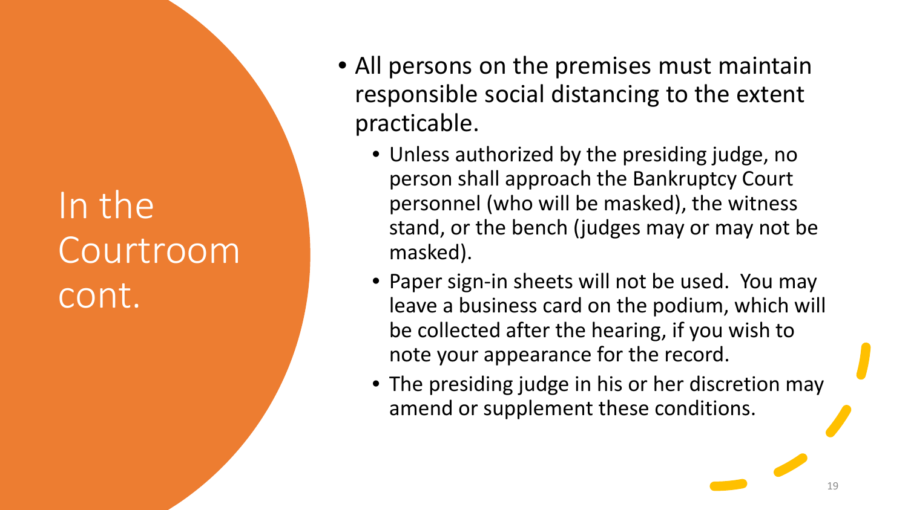# In the Courtroom cont.

- All persons on the premises must maintain responsible social distancing to the extent practicable.
  - Unless authorized by the presiding judge, no person shall approach the Bankruptcy Court personnel (who will be masked), the witness stand, or the bench (judges may or may not be masked).
  - Paper sign-in sheets will not be used. You may leave a business card on the podium, which will be collected after the hearing, if you wish to note your appearance for the record.
  - The presiding judge in his or her discretion may amend or supplement these conditions.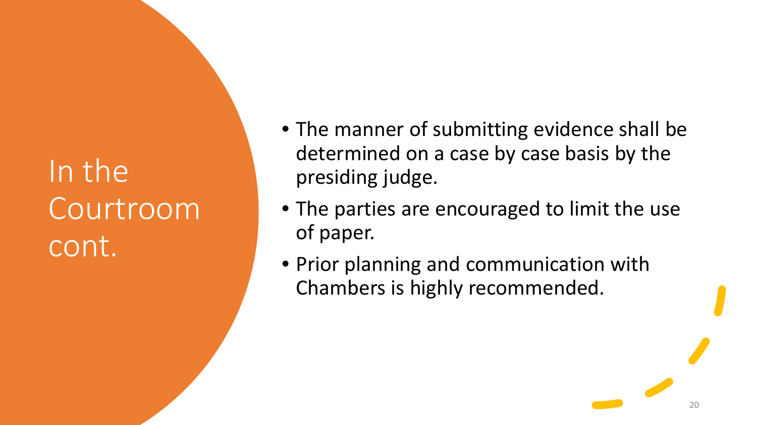# In the Courtroom cont.

- The manner of submitting evidence shall be determined on a case by case basis by the presiding judge.
- The parties are encouraged to limit the use of paper.
- Prior planning and communication with Chambers is highly recommended.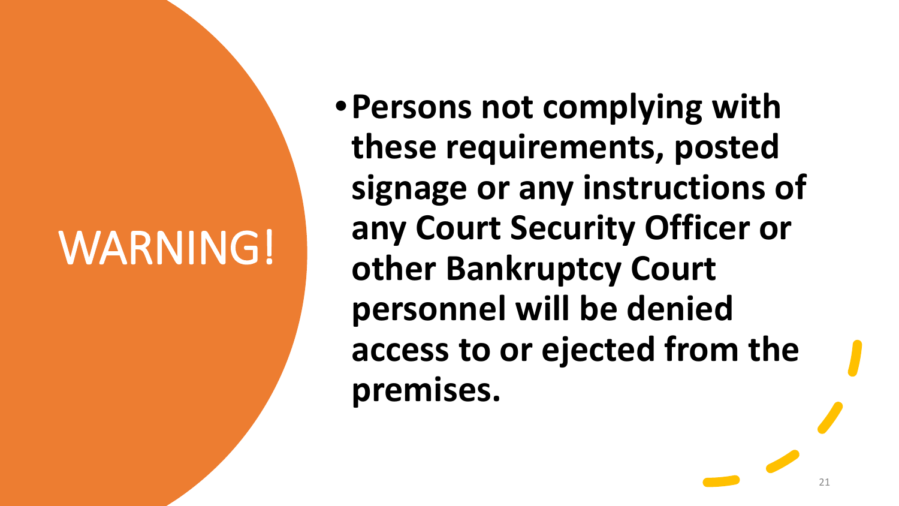# WARNING!

- **Persons not complying with these requirements, posted signage or any instructions of any Court Security Officer or other Bankruptcy Court personnel will be denied access to or ejected from the premises.**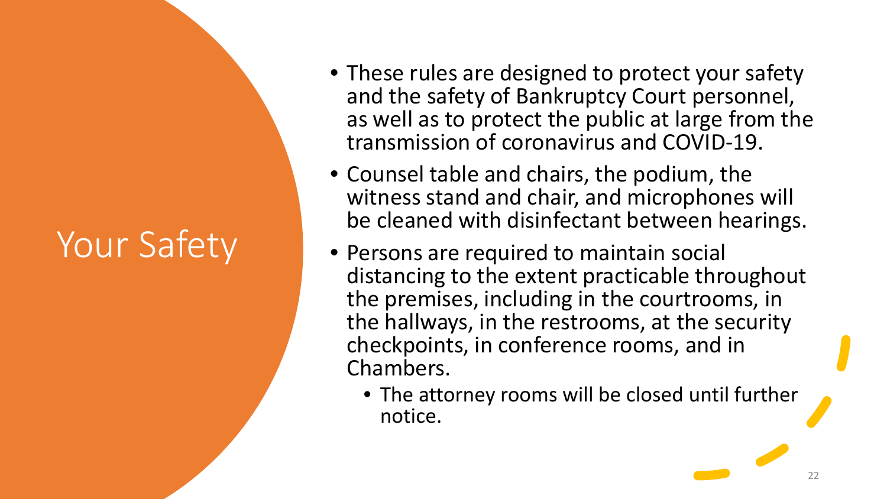# Your Safety

- These rules are designed to protect your safety and the safety of Bankruptcy Court personnel, as well as to protect the public at large from the transmission of coronavirus and COVID-19.
- Counsel table and chairs, the podium, the witness stand and chair, and microphones will be cleaned with disinfectant between hearings.
- Persons are required to maintain social distancing to the extent practicable throughout the premises, including in the courtrooms, in the hallways, in the restrooms, at the security checkpoints, in conference rooms, and in Chambers.
  - The attorney rooms will be closed until further notice.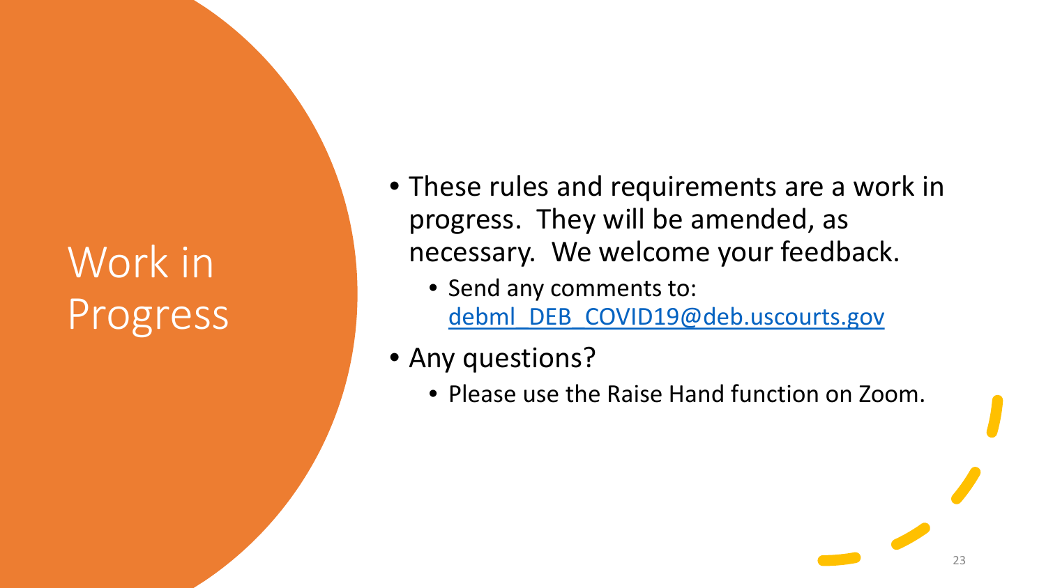# Work in Progress

- These rules and requirements are a work in progress. They will be amended, as necessary. We welcome your feedback.
  - Send any comments to: debml_DEB_COVID19@deb.uscourts.gov
- Any questions?
  - Please use the Raise Hand function on Zoom.